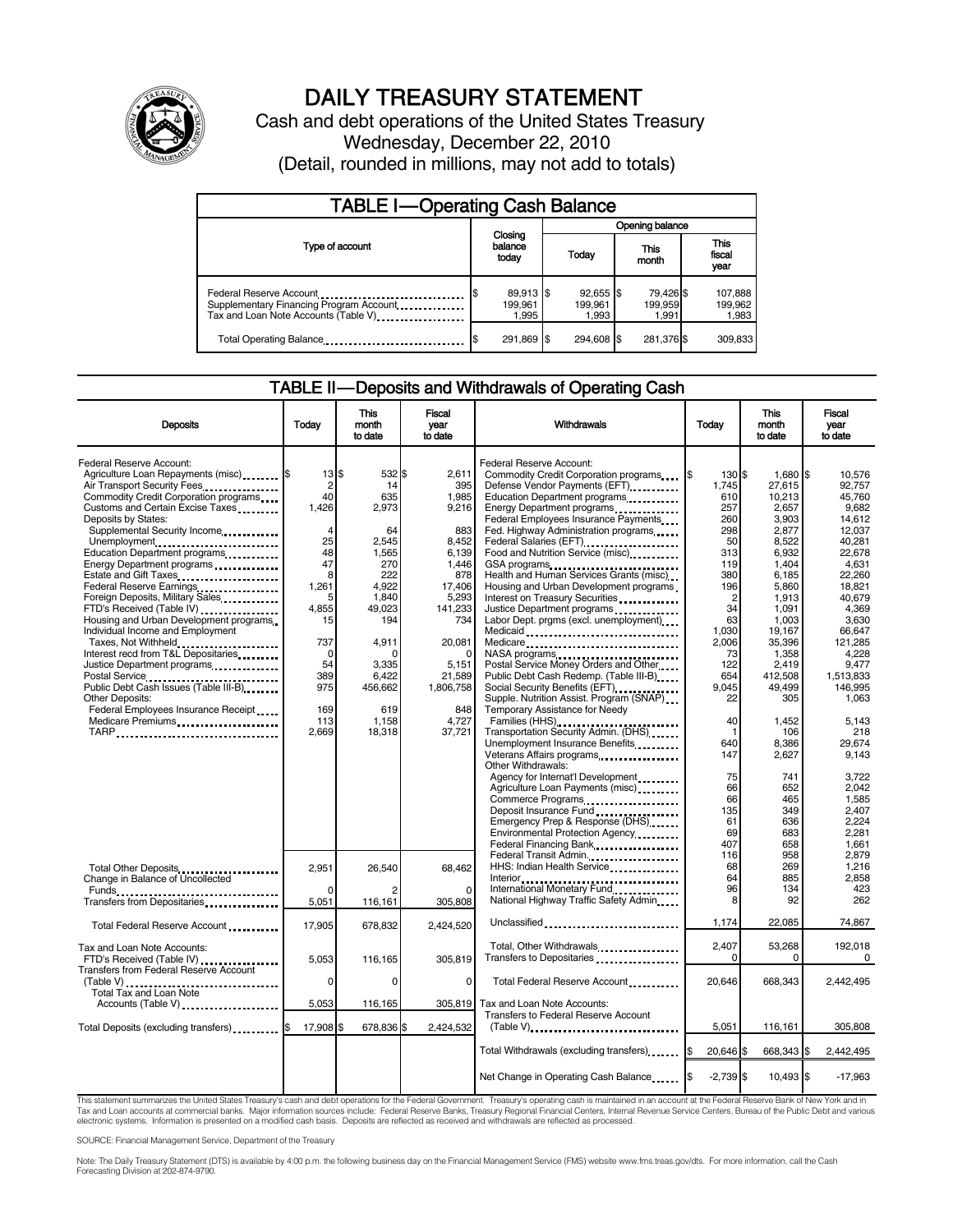# DAILY TREASURY STATEMENT

Cash and debt operations of the United States Treasury

Wednesday, December 22, 2010

(Detail, rounded in millions, may not add to totals)

## TABLE I—Operating Cash Balance

| Type of account | Closing balance today | Opening balance Today | Opening balance This month | Opening balance This fiscal year |
|---|---|---|---|---|
| Federal Reserve Account | $ 89,913 | $ 92,655 | $ 79,426 | $ 107,888 |
| Supplementary Financing Program Account | 199,961 | 199,961 | 199,959 | 199,962 |
| Tax and Loan Note Accounts (Table V) | 1,995 | 1,993 | 1,991 | 1,983 |
| Total Operating Balance | $ 291,869 | $ 294,608 | $ 281,376 | $ 309,833 |

## TABLE II—Deposits and Withdrawals of Operating Cash

| Deposits | Today | This month to date | Fiscal year to date |
|---|---|---|---|
| Federal Reserve Account: | | | |
| Agriculture Loan Repayments (misc) | $ 13 | $ 532 | $ 2,611 |
| Air Transport Security Fees | 2 | 14 | 395 |
| Commodity Credit Corporation programs | 40 | 635 | 1,985 |
| Customs and Certain Excise Taxes | 1,426 | 2,973 | 9,216 |
| Deposits by States: | | | |
| Supplemental Security Income | 4 | 64 | 883 |
| Unemployment | 25 | 2,545 | 8,452 |
| Education Department programs | 48 | 1,565 | 6,139 |
| Energy Department programs | 47 | 270 | 1,446 |
| Estate and Gift Taxes | 8 | 222 | 878 |
| Federal Reserve Earnings | 1,261 | 4,922 | 17,406 |
| Foreign Deposits, Military Sales | 5 | 1,840 | 5,293 |
| FTD's Received (Table IV) | 4,855 | 49,023 | 141,233 |
| Housing and Urban Development programs | 15 | 194 | 734 |
| Individual Income and Employment Taxes, Not Withheld | 737 | 4,911 | 20,081 |
| Interest recd from T&L Depositaries | 0 | 0 | 0 |
| Justice Department programs | 54 | 3,335 | 5,151 |
| Postal Service | 389 | 6,422 | 21,589 |
| Public Debt Cash Issues (Table III-B) | 975 | 456,662 | 1,806,758 |
| Other Deposits: | | | |
| Federal Employees Insurance Receipt | 169 | 619 | 848 |
| Medicare Premiums | 113 | 1,158 | 4,727 |
| TARP | 2,669 | 18,318 | 37,721 |
| Total Other Deposits | 2,951 | 26,540 | 68,462 |
| Change in Balance of Uncollected Funds | 0 | 2 | 0 |
| Transfers from Depositaries | 5,051 | 116,161 | 305,808 |
| Total Federal Reserve Account | 17,905 | 678,832 | 2,424,520 |
| Tax and Loan Note Accounts: | | | |
| FTD's Received (Table IV) | 5,053 | 116,165 | 305,819 |
| Transfers from Federal Reserve Account (Table V) | 0 | 0 | 0 |
| Total Tax and Loan Note Accounts (Table V) | 5,053 | 116,165 | 305,819 |
| Total Deposits (excluding transfers) | $ 17,908 | $ 678,836 | $ 2,424,532 |

| Withdrawals | Today | This month to date | Fiscal year to date |
|---|---|---|---|
| Federal Reserve Account: | | | |
| Commodity Credit Corporation programs | $ 130 | $ 1,680 | $ 10,576 |
| Defense Vendor Payments (EFT) | 1,745 | 27,615 | 92,757 |
| Education Department programs | 610 | 10,213 | 45,760 |
| Energy Department programs | 257 | 2,657 | 9,682 |
| Federal Employees Insurance Payments | 260 | 3,903 | 14,612 |
| Fed. Highway Administration programs | 298 | 2,877 | 12,037 |
| Federal Salaries (EFT) | 50 | 8,522 | 40,281 |
| Food and Nutrition Service (misc) | 313 | 6,932 | 22,678 |
| GSA programs | 119 | 1,404 | 4,631 |
| Health and Human Services Grants (misc) | 380 | 6,185 | 22,260 |
| Housing and Urban Development programs | 196 | 5,860 | 18,821 |
| Interest on Treasury Securities | 2 | 1,913 | 40,679 |
| Justice Department programs | 34 | 1,091 | 4,369 |
| Labor Dept. prgms (excl. unemployment) | 63 | 1,003 | 3,630 |
| Medicaid | 1,030 | 19,167 | 66,647 |
| Medicare | 2,006 | 35,396 | 121,285 |
| NASA programs | 73 | 1,358 | 4,228 |
| Postal Service Money Orders and Other | 122 | 2,419 | 9,477 |
| Public Debt Cash Redemp. (Table III-B) | 654 | 412,508 | 1,513,833 |
| Social Security Benefits (EFT) | 9,045 | 49,499 | 146,995 |
| Supple. Nutrition Assist. Program (SNAP) | 22 | 305 | 1,063 |
| Temporary Assistance for Needy Families (HHS) | 40 | 1,452 | 5,143 |
| Transportation Security Admin. (DHS) | 1 | 106 | 218 |
| Unemployment Insurance Benefits | 640 | 8,386 | 29,674 |
| Veterans Affairs programs | 147 | 2,627 | 9,143 |
| Other Withdrawals: | | | |
| Agency for Internat'l Development | 75 | 741 | 3,722 |
| Agriculture Loan Payments (misc) | 66 | 652 | 2,042 |
| Commerce Programs | 66 | 465 | 1,585 |
| Deposit Insurance Fund | 135 | 349 | 2,407 |
| Emergency Prep & Response (DHS) | 61 | 636 | 2,224 |
| Environmental Protection Agency | 69 | 683 | 2,281 |
| Federal Financing Bank | 407 | 658 | 1,661 |
| Federal Transit Admin. | 116 | 958 | 2,879 |
| HHS: Indian Health Service | 68 | 269 | 1,216 |
| Interior | 64 | 885 | 2,858 |
| International Monetary Fund | 96 | 134 | 423 |
| National Highway Traffic Safety Admin | 8 | 92 | 262 |
| Unclassified | 1,174 | 22,085 | 74,867 |
| Total, Other Withdrawals | 2,407 | 53,268 | 192,018 |
| Transfers to Depositaries | 0 | 0 | 0 |
| Total Federal Reserve Account | 20,646 | 668,343 | 2,442,495 |
| Tax and Loan Note Accounts: | | | |
| Transfers to Federal Reserve Account (Table V) | 5,051 | 116,161 | 305,808 |
| Total Withdrawals (excluding transfers) | $ 20,646 | $ 668,343 | $ 2,442,495 |
| Net Change in Operating Cash Balance | $ -2,739 | $ 10,493 | $ -17,963 |

This statement summarizes the United States Treasury's cash and debt operations for the Federal Government. Treasury's operating cash is maintained in an account at the Federal Reserve Bank of New York and in Tax and Loan accounts at commercial banks. Major information sources include: Federal Reserve Banks, Treasury Regional Financial Centers, Internal Revenue Service Centers, Bureau of the Public Debt and various electronic systems. Information is presented on a modified cash basis. Deposits are reflected as received and withdrawals are reflected as processed.

SOURCE: Financial Management Service, Department of the Treasury

Note: The Daily Treasury Statement (DTS) is available by 4:00 p.m. the following business day on the Financial Management Service (FMS) website www.fms.treas.gov/dts. For more information, call the Cash Forecasting Division at 202-874-9790.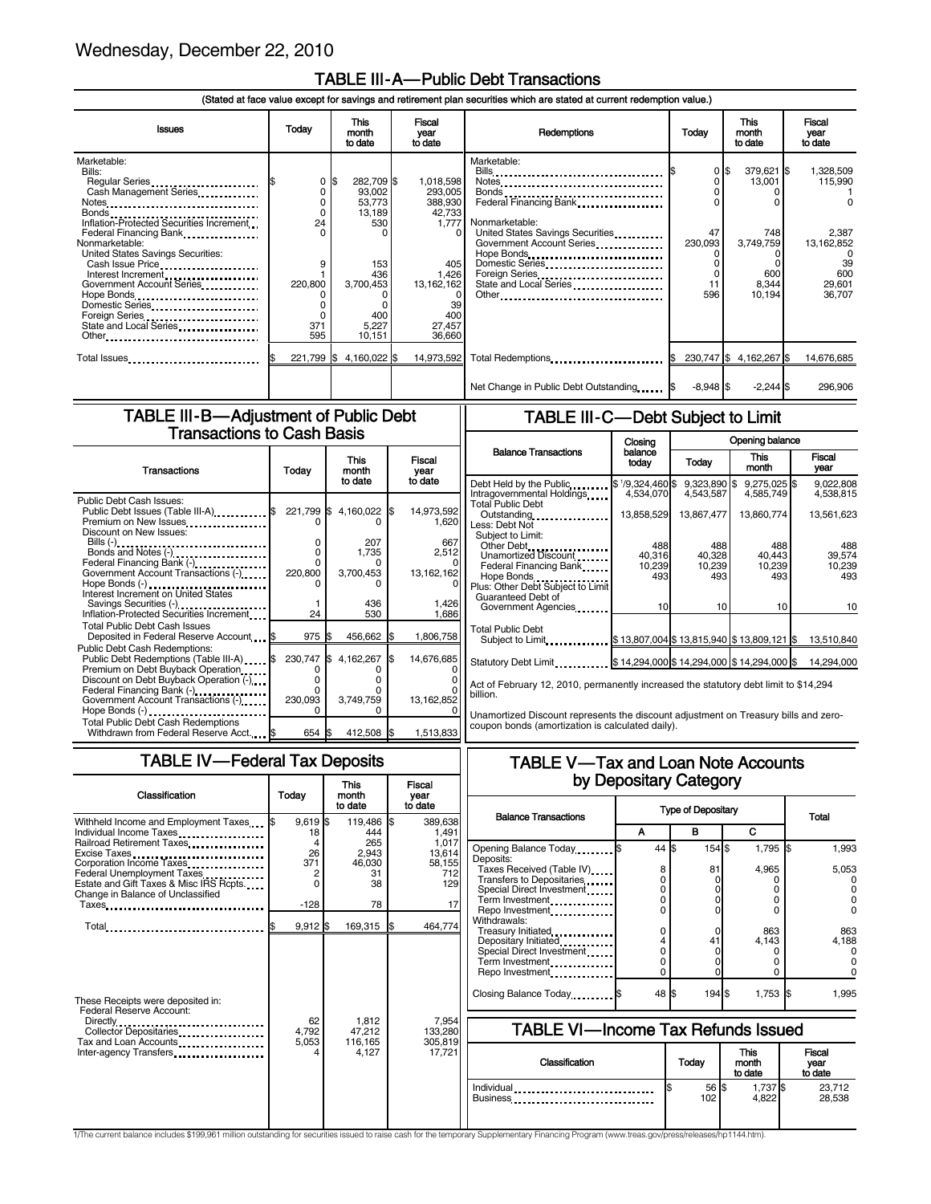Wednesday, December 22, 2010

## TABLE III-A—Public Debt Transactions

(Stated at face value except for savings and retirement plan securities which are stated at current redemption value.)

| Issues | Today | This month to date | Fiscal year to date |
|---|---|---|---|
| Marketable: | | | |
| Bills: | | | |
| Regular Series | $ 0 | $ 282,709 | $ 1,018,598 |
| Cash Management Series | 0 | 93,002 | 293,005 |
| Notes | 0 | 53,773 | 388,930 |
| Bonds | 0 | 13,189 | 42,733 |
| Inflation-Protected Securities Increment | 24 | 530 | 1,777 |
| Federal Financing Bank | 0 | 0 | 0 |
| Nonmarketable: | | | |
| United States Savings Securities: | | | |
| Cash Issue Price | 9 | 153 | 405 |
| Interest Increment | 1 | 436 | 1,426 |
| Government Account Series | 220,800 | 3,700,453 | 13,162,162 |
| Hope Bonds | 0 | 0 | 0 |
| Domestic Series | 0 | 0 | 39 |
| Foreign Series | 0 | 400 | 400 |
| State and Local Series | 371 | 5,227 | 27,457 |
| Other | 595 | 10,151 | 36,660 |
| Total Issues | $ 221,799 | $ 4,160,022 | $ 14,973,592 |

| Redemptions | Today | This month to date | Fiscal year to date |
|---|---|---|---|
| Marketable: | | | |
| Bills | $ 0 | $ 379,621 | $ 1,328,509 |
| Notes | 0 | 13,001 | 115,990 |
| Bonds | 0 | 0 | 1 |
| Federal Financing Bank | 0 | 0 | 0 |
| Nonmarketable: | | | |
| United States Savings Securities | 47 | 748 | 2,387 |
| Government Account Series | 230,093 | 3,749,759 | 13,162,852 |
| Hope Bonds | 0 | 0 | 0 |
| Domestic Series | 0 | 0 | 39 |
| Foreign Series | 0 | 600 | 600 |
| State and Local Series | 11 | 8,344 | 29,601 |
| Other | 596 | 10,194 | 36,707 |
| Total Redemptions | $ 230,747 | $ 4,162,267 | $ 14,676,685 |
| Net Change in Public Debt Outstanding | $ -8,948 | $ -2,244 | $ 296,906 |

## TABLE III-B—Adjustment of Public Debt Transactions to Cash Basis

| Transactions | Today | This month to date | Fiscal year to date |
|---|---|---|---|
| Public Debt Cash Issues: | | | |
| Public Debt Issues (Table III-A) | $ 221,799 | $ 4,160,022 | $ 14,973,592 |
| Premium on New Issues | 0 | 0 | 1,620 |
| Discount on New Issues: | | | |
| Bills (-) | 0 | 207 | 667 |
| Bonds and Notes (-) | 0 | 1,735 | 2,512 |
| Federal Financing Bank (-) | 0 | 0 | 0 |
| Government Account Transactions (-) | 220,800 | 3,700,453 | 13,162,162 |
| Hope Bonds (-) | 0 | 0 | 0 |
| Interest Increment on United States Savings Securities (-) | 1 | 436 | 1,426 |
| Inflation-Protected Securities Increment | 24 | 530 | 1,686 |
| Total Public Debt Cash Issues Deposited in Federal Reserve Account | $ 975 | $ 456,662 | $ 1,806,758 |
| Public Debt Cash Redemptions: | | | |
| Public Debt Redemptions (Table III-A) | $ 230,747 | $ 4,162,267 | $ 14,676,685 |
| Premium on Debt Buyback Operation | 0 | 0 | 0 |
| Discount on Debt Buyback Operation (-) | 0 | 0 | 0 |
| Federal Financing Bank (-) | 0 | 0 | 0 |
| Government Account Transactions (-) | 230,093 | 3,749,759 | 13,162,852 |
| Hope Bonds (-) | 0 | 0 | 0 |
| Total Public Debt Cash Redemptions Withdrawn from Federal Reserve Acct. | $ 654 | $ 412,508 | $ 1,513,833 |

## TABLE III-C—Debt Subject to Limit

| Balance Transactions | Closing balance today | Opening balance Today | Opening balance This month | Opening balance Fiscal year |
|---|---|---|---|---|
| Debt Held by the Public | $ [1]9,324,460 | $ 9,323,890 | $ 9,275,025 | $ 9,022,808 |
| Intragovernmental Holdings | 4,534,070 | 4,543,587 | 4,585,749 | 4,538,815 |
| Total Public Debt Outstanding | 13,858,529 | 13,867,477 | 13,860,774 | 13,561,623 |
| Less: Debt Not Subject to Limit: | | | | |
| Other Debt | 488 | 488 | 488 | 488 |
| Unamortized Discount | 40,316 | 40,328 | 40,443 | 39,574 |
| Federal Financing Bank | 10,239 | 10,239 | 10,239 | 10,239 |
| Hope Bonds | 493 | 493 | 493 | 493 |
| Plus: Other Debt Subject to Limit Guaranteed Debt of Government Agencies | 10 | 10 | 10 | 10 |
| Total Public Debt Subject to Limit | $ 13,807,004 | $ 13,815,940 | $ 13,809,121 | $ 13,510,840 |
| Statutory Debt Limit | $ 14,294,000 | $ 14,294,000 | $ 14,294,000 | $ 14,294,000 |

Act of February 12, 2010, permanently increased the statutory debt limit to $14,294 billion.

Unamortized Discount represents the discount adjustment on Treasury bills and zero-coupon bonds (amortization is calculated daily).

## TABLE IV—Federal Tax Deposits

| Classification | Today | This month to date | Fiscal year to date |
|---|---|---|---|
| Withheld Income and Employment Taxes | $ 9,619 | $ 119,486 | $ 389,638 |
| Individual Income Taxes | 18 | 444 | 1,491 |
| Railroad Retirement Taxes | 4 | 265 | 1,017 |
| Excise Taxes | 26 | 2,943 | 13,614 |
| Corporation Income Taxes | 371 | 46,030 | 58,155 |
| Federal Unemployment Taxes | 2 | 31 | 712 |
| Estate and Gift Taxes & Misc IRS Rcpts. | 0 | 38 | 129 |
| Change in Balance of Unclassified Taxes | -128 | 78 | 17 |
| Total | $ 9,912 | $ 169,315 | $ 464,774 |
| These Receipts were deposited in: | | | |
| Federal Reserve Account: | | | |
| Directly | 62 | 1,812 | 7,954 |
| Collector Depositaries | 4,792 | 47,212 | 133,280 |
| Tax and Loan Accounts | 5,053 | 116,165 | 305,819 |
| Inter-agency Transfers | 4 | 4,127 | 17,721 |

## TABLE V—Tax and Loan Note Accounts by Depositary Category

| Balance Transactions | Type of Depositary A | B | C | Total |
|---|---|---|---|---|
| Opening Balance Today | $ 44 | $ 154 | $ 1,795 | $ 1,993 |
| Deposits: | | | | |
| Taxes Received (Table IV) | 8 | 81 | 4,965 | 5,053 |
| Transfers to Depositaries | 0 | 0 | 0 | 0 |
| Special Direct Investment | 0 | 0 | 0 | 0 |
| Term Investment | 0 | 0 | 0 | 0 |
| Repo Investment | 0 | 0 | 0 | 0 |
| Withdrawals: | | | | |
| Treasury Initiated | 0 | 0 | 863 | 863 |
| Depositary Initiated | 4 | 41 | 4,143 | 4,188 |
| Special Direct Investment | 0 | 0 | 0 | 0 |
| Term Investment | 0 | 0 | 0 | 0 |
| Repo Investment | 0 | 0 | 0 | 0 |
| Closing Balance Today | $ 48 | $ 194 | $ 1,753 | $ 1,995 |

## TABLE VI—Income Tax Refunds Issued

| Classification | Today | This month to date | Fiscal year to date |
|---|---|---|---|
| Individual | $ 56 | $ 1,737 | $ 23,712 |
| Business | 102 | 4,822 | 28,538 |

1/The current balance includes $199,961 million outstanding for securities issued to raise cash for the temporary Supplementary Financing Program (www.treas.gov/press/releases/hp1144.htm).